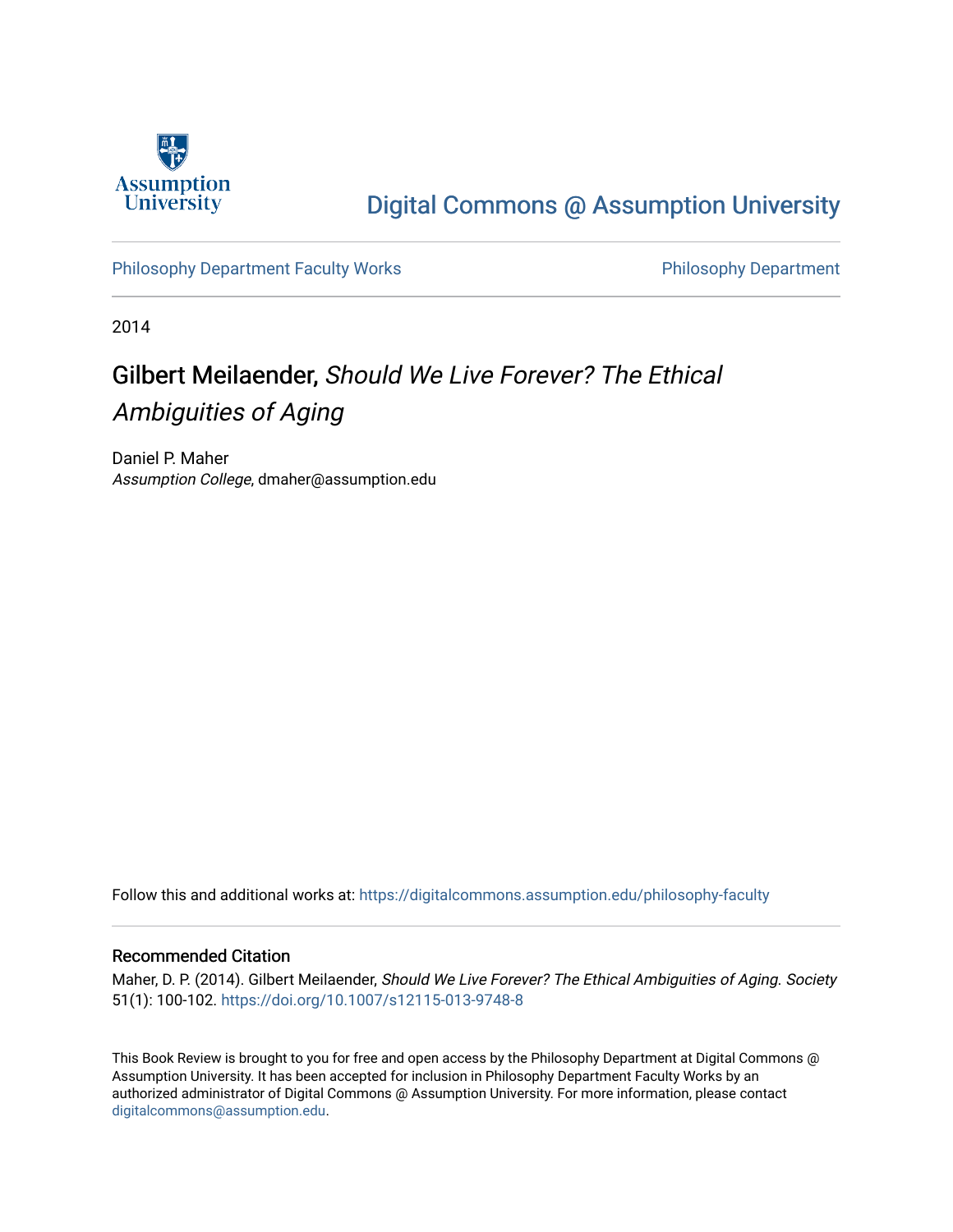Assumption University

Digital Commons @ Assumption University

Philosophy Department Faculty Works

Philosophy Department

2014

# Gilbert Meilaender, *Should We Live Forever? The Ethical Ambiguities of Aging*

Daniel P. Maher
*Assumption College*, dmaher@assumption.edu

Follow this and additional works at: https://digitalcommons.assumption.edu/philosophy-faculty

### Recommended Citation

Maher, D. P. (2014). Gilbert Meilaender, *Should We Live Forever? The Ethical Ambiguities of Aging*. *Society* 51(1): 100-102. https://doi.org/10.1007/s12115-013-9748-8

This Book Review is brought to you for free and open access by the Philosophy Department at Digital Commons @ Assumption University. It has been accepted for inclusion in Philosophy Department Faculty Works by an authorized administrator of Digital Commons @ Assumption University. For more information, please contact digitalcommons@assumption.edu.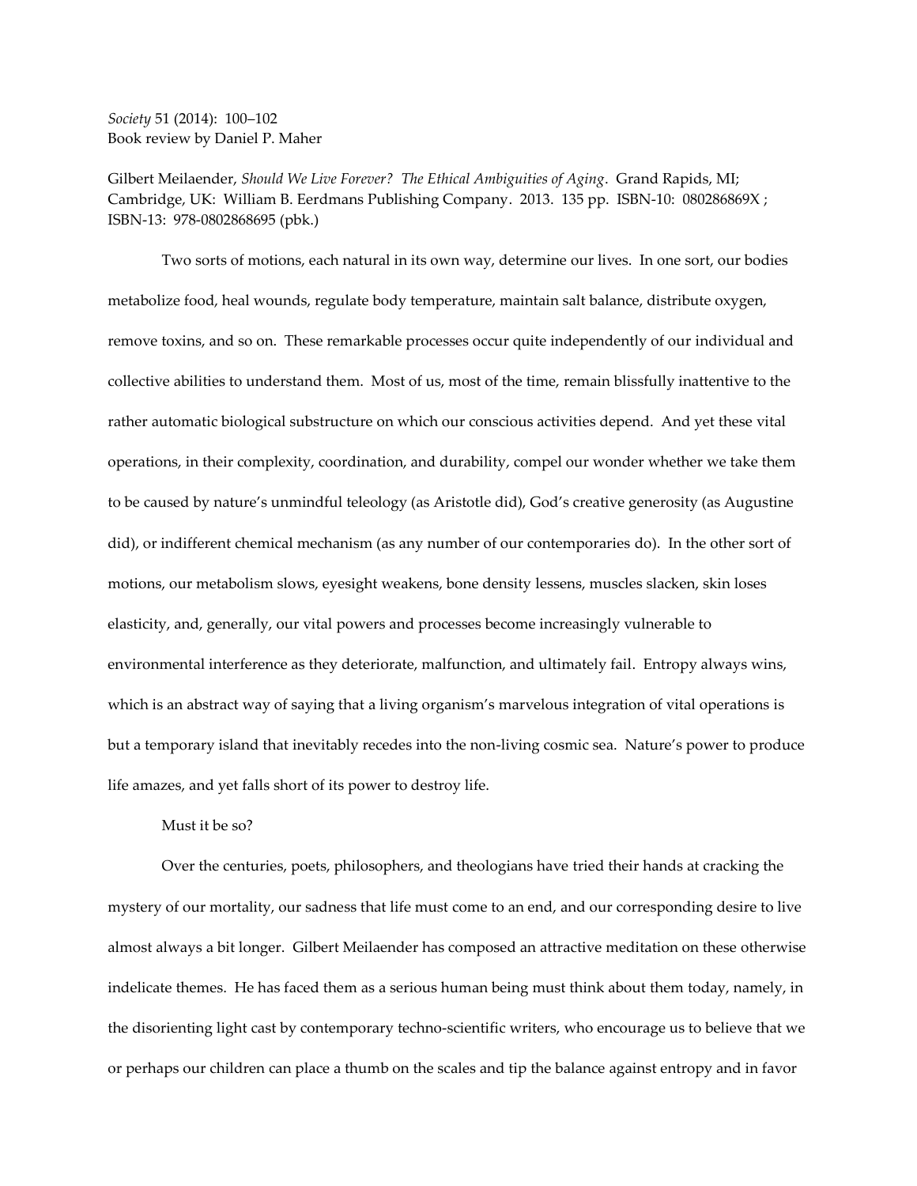*Society* 51 (2014): 100–102
Book review by Daniel P. Maher

Gilbert Meilaender, *Should We Live Forever? The Ethical Ambiguities of Aging*. Grand Rapids, MI; Cambridge, UK: William B. Eerdmans Publishing Company. 2013. 135 pp. ISBN-10: 080286869X ; ISBN-13: 978-0802868695 (pbk.)

Two sorts of motions, each natural in its own way, determine our lives. In one sort, our bodies metabolize food, heal wounds, regulate body temperature, maintain salt balance, distribute oxygen, remove toxins, and so on. These remarkable processes occur quite independently of our individual and collective abilities to understand them. Most of us, most of the time, remain blissfully inattentive to the rather automatic biological substructure on which our conscious activities depend. And yet these vital operations, in their complexity, coordination, and durability, compel our wonder whether we take them to be caused by nature's unmindful teleology (as Aristotle did), God's creative generosity (as Augustine did), or indifferent chemical mechanism (as any number of our contemporaries do). In the other sort of motions, our metabolism slows, eyesight weakens, bone density lessens, muscles slacken, skin loses elasticity, and, generally, our vital powers and processes become increasingly vulnerable to environmental interference as they deteriorate, malfunction, and ultimately fail. Entropy always wins, which is an abstract way of saying that a living organism's marvelous integration of vital operations is but a temporary island that inevitably recedes into the non-living cosmic sea. Nature's power to produce life amazes, and yet falls short of its power to destroy life.

Must it be so?

Over the centuries, poets, philosophers, and theologians have tried their hands at cracking the mystery of our mortality, our sadness that life must come to an end, and our corresponding desire to live almost always a bit longer. Gilbert Meilaender has composed an attractive meditation on these otherwise indelicate themes. He has faced them as a serious human being must think about them today, namely, in the disorienting light cast by contemporary techno-scientific writers, who encourage us to believe that we or perhaps our children can place a thumb on the scales and tip the balance against entropy and in favor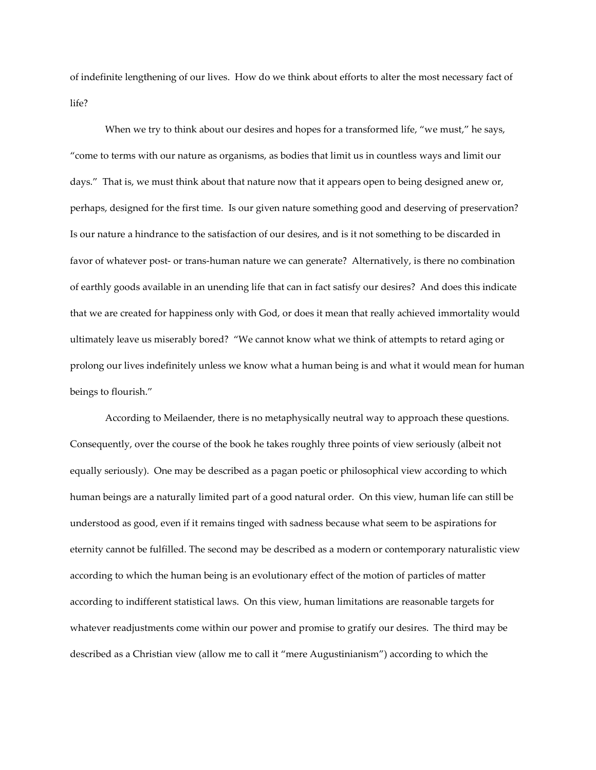of indefinite lengthening of our lives. How do we think about efforts to alter the most necessary fact of life?

When we try to think about our desires and hopes for a transformed life, "we must," he says, "come to terms with our nature as organisms, as bodies that limit us in countless ways and limit our days." That is, we must think about that nature now that it appears open to being designed anew or, perhaps, designed for the first time. Is our given nature something good and deserving of preservation? Is our nature a hindrance to the satisfaction of our desires, and is it not something to be discarded in favor of whatever post- or trans-human nature we can generate? Alternatively, is there no combination of earthly goods available in an unending life that can in fact satisfy our desires? And does this indicate that we are created for happiness only with God, or does it mean that really achieved immortality would ultimately leave us miserably bored? "We cannot know what we think of attempts to retard aging or prolong our lives indefinitely unless we know what a human being is and what it would mean for human beings to flourish."

According to Meilaender, there is no metaphysically neutral way to approach these questions. Consequently, over the course of the book he takes roughly three points of view seriously (albeit not equally seriously). One may be described as a pagan poetic or philosophical view according to which human beings are a naturally limited part of a good natural order. On this view, human life can still be understood as good, even if it remains tinged with sadness because what seem to be aspirations for eternity cannot be fulfilled. The second may be described as a modern or contemporary naturalistic view according to which the human being is an evolutionary effect of the motion of particles of matter according to indifferent statistical laws. On this view, human limitations are reasonable targets for whatever readjustments come within our power and promise to gratify our desires. The third may be described as a Christian view (allow me to call it "mere Augustinianism") according to which the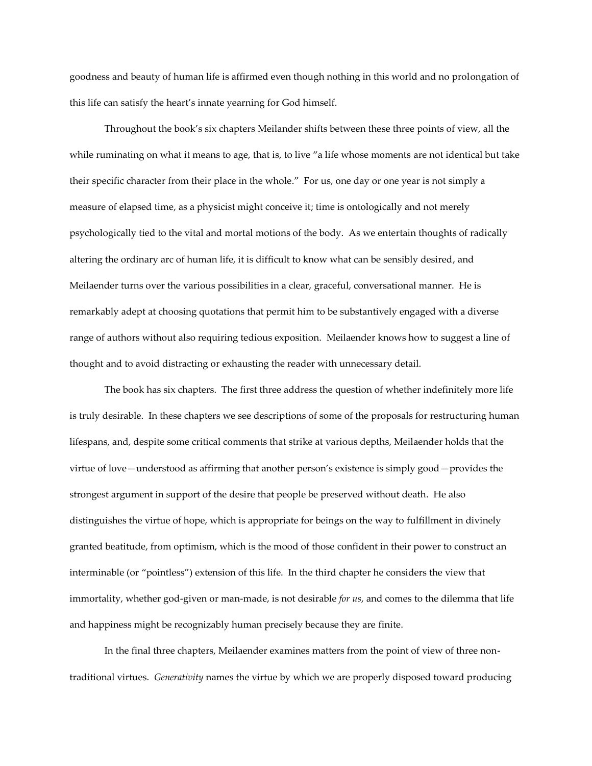goodness and beauty of human life is affirmed even though nothing in this world and no prolongation of this life can satisfy the heart's innate yearning for God himself.

Throughout the book's six chapters Meilaender shifts between these three points of view, all the while ruminating on what it means to age, that is, to live "a life whose moments are not identical but take their specific character from their place in the whole." For us, one day or one year is not simply a measure of elapsed time, as a physicist might conceive it; time is ontologically and not merely psychologically tied to the vital and mortal motions of the body. As we entertain thoughts of radically altering the ordinary arc of human life, it is difficult to know what can be sensibly desired, and Meilaender turns over the various possibilities in a clear, graceful, conversational manner. He is remarkably adept at choosing quotations that permit him to be substantively engaged with a diverse range of authors without also requiring tedious exposition. Meilaender knows how to suggest a line of thought and to avoid distracting or exhausting the reader with unnecessary detail.

The book has six chapters. The first three address the question of whether indefinitely more life is truly desirable. In these chapters we see descriptions of some of the proposals for restructuring human lifespans, and, despite some critical comments that strike at various depths, Meilaender holds that the virtue of love—understood as affirming that another person's existence is simply good—provides the strongest argument in support of the desire that people be preserved without death. He also distinguishes the virtue of hope, which is appropriate for beings on the way to fulfillment in divinely granted beatitude, from optimism, which is the mood of those confident in their power to construct an interminable (or "pointless") extension of this life. In the third chapter he considers the view that immortality, whether god-given or man-made, is not desirable *for us*, and comes to the dilemma that life and happiness might be recognizably human precisely because they are finite.

In the final three chapters, Meilaender examines matters from the point of view of three non-traditional virtues. *Generativity* names the virtue by which we are properly disposed toward producing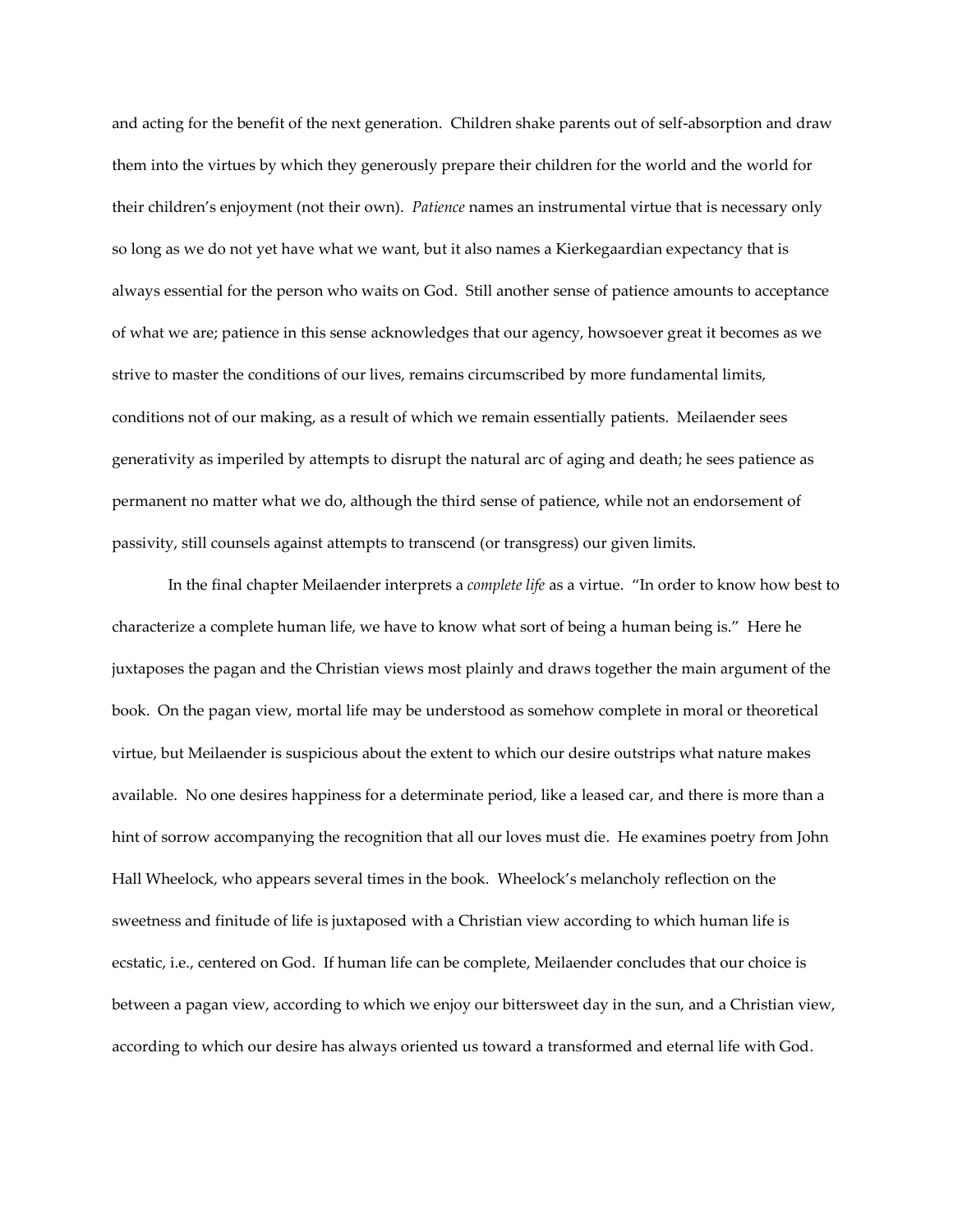and acting for the benefit of the next generation. Children shake parents out of self-absorption and draw them into the virtues by which they generously prepare their children for the world and the world for their children's enjoyment (not their own). *Patience* names an instrumental virtue that is necessary only so long as we do not yet have what we want, but it also names a Kierkegaardian expectancy that is always essential for the person who waits on God. Still another sense of patience amounts to acceptance of what we are; patience in this sense acknowledges that our agency, howsoever great it becomes as we strive to master the conditions of our lives, remains circumscribed by more fundamental limits, conditions not of our making, as a result of which we remain essentially patients. Meilaender sees generativity as imperiled by attempts to disrupt the natural arc of aging and death; he sees patience as permanent no matter what we do, although the third sense of patience, while not an endorsement of passivity, still counsels against attempts to transcend (or transgress) our given limits.

In the final chapter Meilaender interprets a *complete life* as a virtue. "In order to know how best to characterize a complete human life, we have to know what sort of being a human being is." Here he juxtaposes the pagan and the Christian views most plainly and draws together the main argument of the book. On the pagan view, mortal life may be understood as somehow complete in moral or theoretical virtue, but Meilaender is suspicious about the extent to which our desire outstrips what nature makes available. No one desires happiness for a determinate period, like a leased car, and there is more than a hint of sorrow accompanying the recognition that all our loves must die. He examines poetry from John Hall Wheelock, who appears several times in the book. Wheelock's melancholy reflection on the sweetness and finitude of life is juxtaposed with a Christian view according to which human life is ecstatic, i.e., centered on God. If human life can be complete, Meilaender concludes that our choice is between a pagan view, according to which we enjoy our bittersweet day in the sun, and a Christian view, according to which our desire has always oriented us toward a transformed and eternal life with God.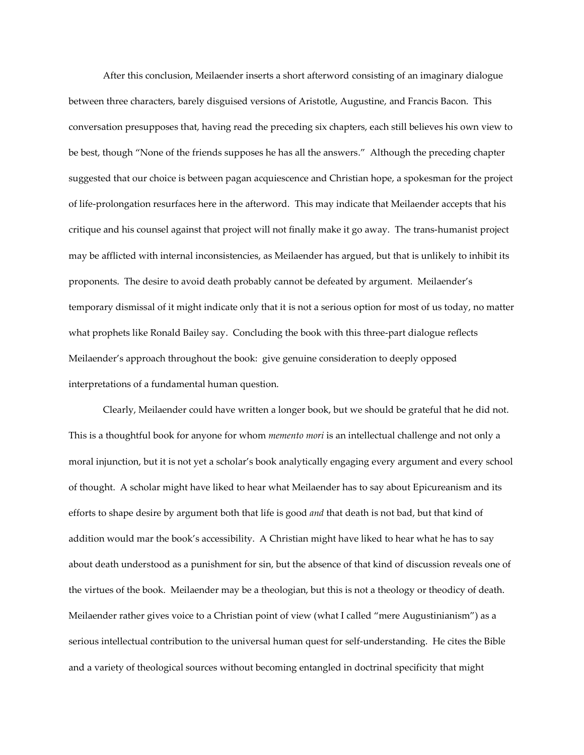After this conclusion, Meilaender inserts a short afterword consisting of an imaginary dialogue between three characters, barely disguised versions of Aristotle, Augustine, and Francis Bacon. This conversation presupposes that, having read the preceding six chapters, each still believes his own view to be best, though "None of the friends supposes he has all the answers." Although the preceding chapter suggested that our choice is between pagan acquiescence and Christian hope, a spokesman for the project of life-prolongation resurfaces here in the afterword. This may indicate that Meilaender accepts that his critique and his counsel against that project will not finally make it go away. The trans-humanist project may be afflicted with internal inconsistencies, as Meilaender has argued, but that is unlikely to inhibit its proponents. The desire to avoid death probably cannot be defeated by argument. Meilaender's temporary dismissal of it might indicate only that it is not a serious option for most of us today, no matter what prophets like Ronald Bailey say. Concluding the book with this three-part dialogue reflects Meilaender's approach throughout the book: give genuine consideration to deeply opposed interpretations of a fundamental human question.

Clearly, Meilaender could have written a longer book, but we should be grateful that he did not. This is a thoughtful book for anyone for whom *memento mori* is an intellectual challenge and not only a moral injunction, but it is not yet a scholar's book analytically engaging every argument and every school of thought. A scholar might have liked to hear what Meilaender has to say about Epicureanism and its efforts to shape desire by argument both that life is good *and* that death is not bad, but that kind of addition would mar the book's accessibility. A Christian might have liked to hear what he has to say about death understood as a punishment for sin, but the absence of that kind of discussion reveals one of the virtues of the book. Meilaender may be a theologian, but this is not a theology or theodicy of death. Meilaender rather gives voice to a Christian point of view (what I called "mere Augustinianism") as a serious intellectual contribution to the universal human quest for self-understanding. He cites the Bible and a variety of theological sources without becoming entangled in doctrinal specificity that might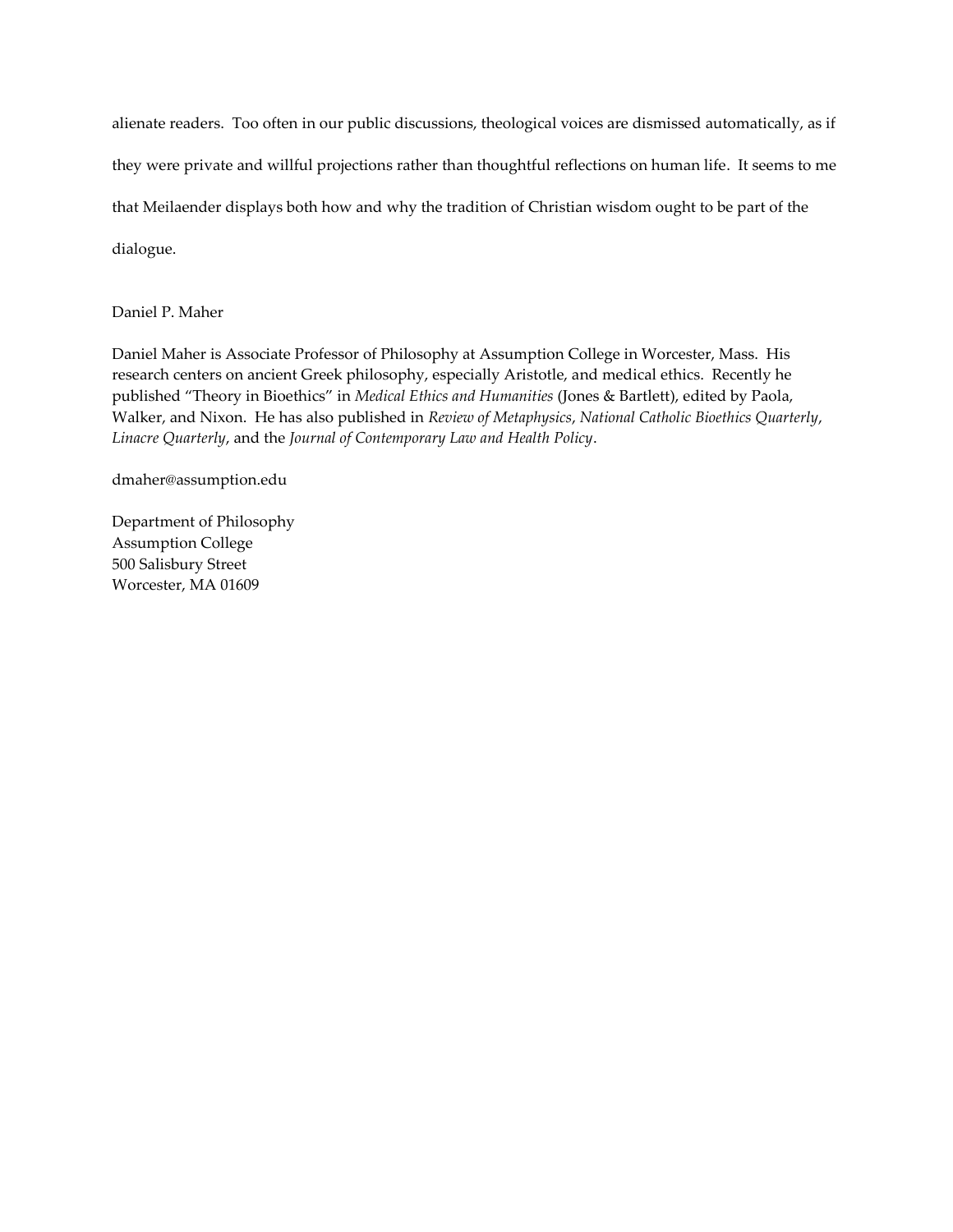alienate readers. Too often in our public discussions, theological voices are dismissed automatically, as if they were private and willful projections rather than thoughtful reflections on human life. It seems to me that Meilaender displays both how and why the tradition of Christian wisdom ought to be part of the dialogue.

Daniel P. Maher

Daniel Maher is Associate Professor of Philosophy at Assumption College in Worcester, Mass. His research centers on ancient Greek philosophy, especially Aristotle, and medical ethics. Recently he published "Theory in Bioethics" in *Medical Ethics and Humanities* (Jones & Bartlett), edited by Paola, Walker, and Nixon. He has also published in *Review of Metaphysics*, *National Catholic Bioethics Quarterly*, *Linacre Quarterly*, and the *Journal of Contemporary Law and Health Policy*.

dmaher@assumption.edu

Department of Philosophy
Assumption College
500 Salisbury Street
Worcester, MA 01609